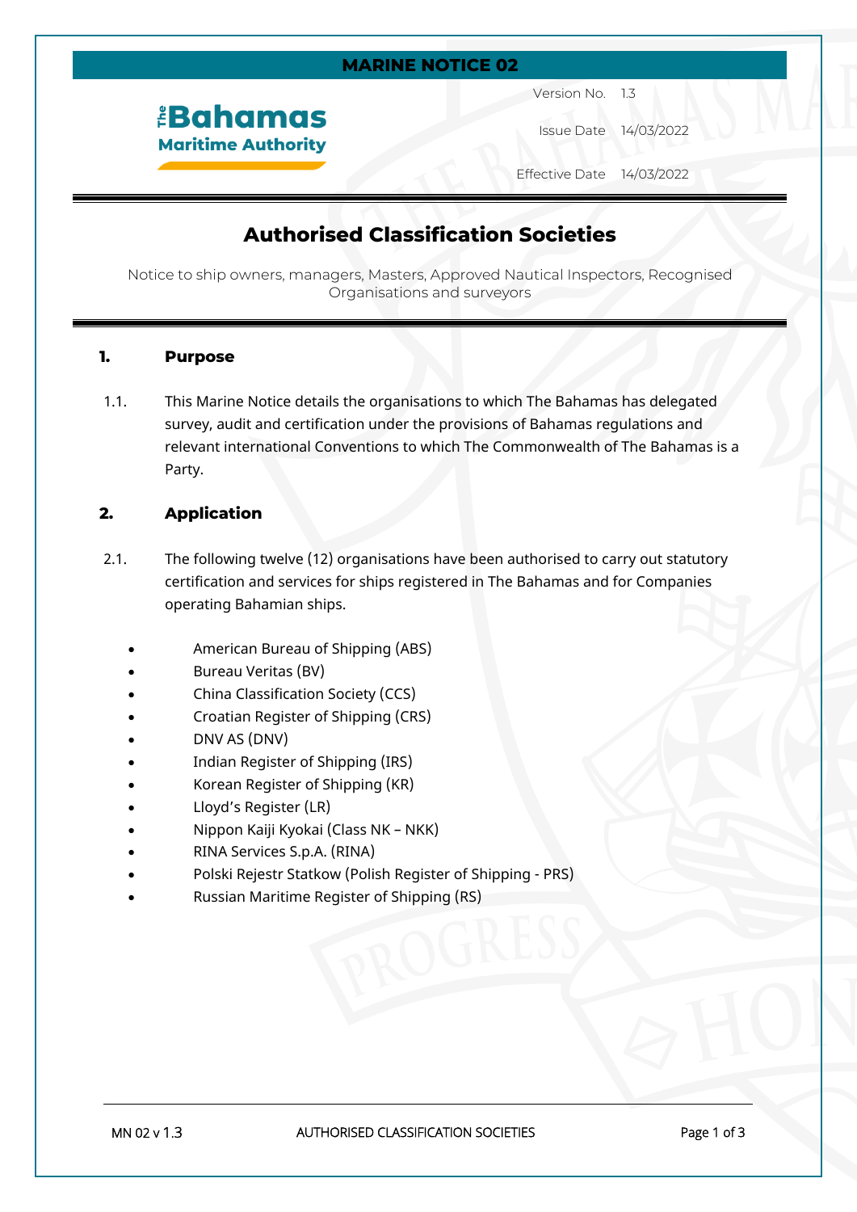**MARINE NOTICE 02**

The Bahamas Maritime Authority

| | |
|---|---|
| Version No. | 1.3 |
| Issue Date | 14/03/2022 |
| Effective Date | 14/03/2022 |

# Authorised Classification Societies

Notice to ship owners, managers, Masters, Approved Nautical Inspectors, Recognised Organisations and surveyors

## 1. Purpose

1.1. This Marine Notice details the organisations to which The Bahamas has delegated survey, audit and certification under the provisions of Bahamas regulations and relevant international Conventions to which The Commonwealth of The Bahamas is a Party.

## 2. Application

2.1. The following twelve (12) organisations have been authorised to carry out statutory certification and services for ships registered in The Bahamas and for Companies operating Bahamian ships.

- American Bureau of Shipping (ABS)
- Bureau Veritas (BV)
- China Classification Society (CCS)
- Croatian Register of Shipping (CRS)
- DNV AS (DNV)
- Indian Register of Shipping (IRS)
- Korean Register of Shipping (KR)
- Lloyd's Register (LR)
- Nippon Kaiji Kyokai (Class NK – NKK)
- RINA Services S.p.A. (RINA)
- Polski Rejestr Statkow (Polish Register of Shipping - PRS)
- Russian Maritime Register of Shipping (RS)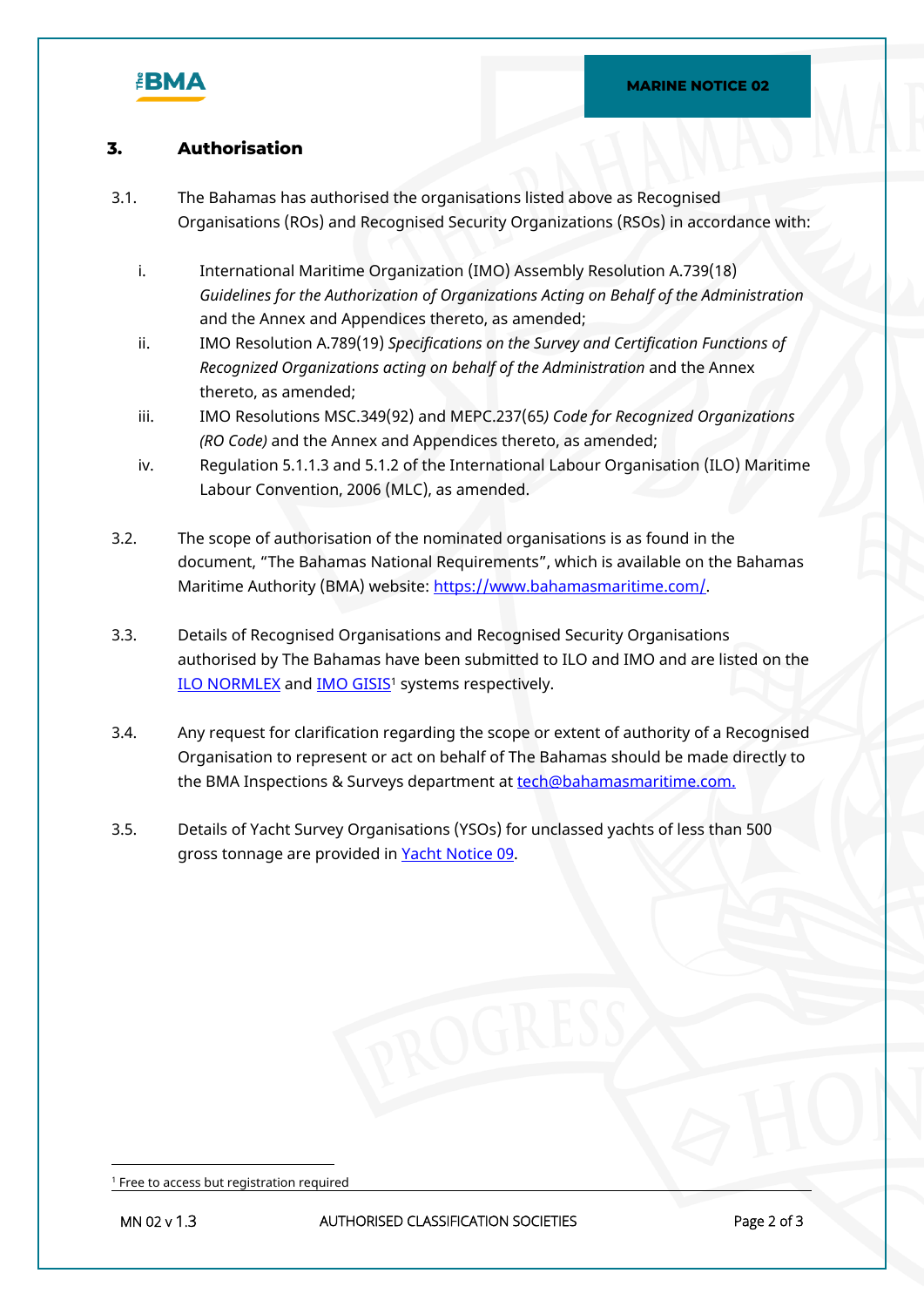## 3. Authorisation

3.1. The Bahamas has authorised the organisations listed above as Recognised Organisations (ROs) and Recognised Security Organizations (RSOs) in accordance with:

i. International Maritime Organization (IMO) Assembly Resolution A.739(18) *Guidelines for the Authorization of Organizations Acting on Behalf of the Administration* and the Annex and Appendices thereto, as amended;

ii. IMO Resolution A.789(19) *Specifications on the Survey and Certification Functions of Recognized Organizations acting on behalf of the Administration* and the Annex thereto, as amended;

iii. IMO Resolutions MSC.349(92) and MEPC.237(65*) Code for Recognized Organizations (RO Code)* and the Annex and Appendices thereto, as amended;

iv. Regulation 5.1.1.3 and 5.1.2 of the International Labour Organisation (ILO) Maritime Labour Convention, 2006 (MLC), as amended.

3.2. The scope of authorisation of the nominated organisations is as found in the document, "The Bahamas National Requirements", which is available on the Bahamas Maritime Authority (BMA) website: https://www.bahamasmaritime.com/.

3.3. Details of Recognised Organisations and Recognised Security Organisations authorised by The Bahamas have been submitted to ILO and IMO and are listed on the ILO NORMLEX and IMO GISIS[1] systems respectively.

3.4. Any request for clarification regarding the scope or extent of authority of a Recognised Organisation to represent or act on behalf of The Bahamas should be made directly to the BMA Inspections & Surveys department at tech@bahamasmaritime.com.

3.5. Details of Yacht Survey Organisations (YSOs) for unclassed yachts of less than 500 gross tonnage are provided in Yacht Notice 09.

---

[1] Free to access but registration required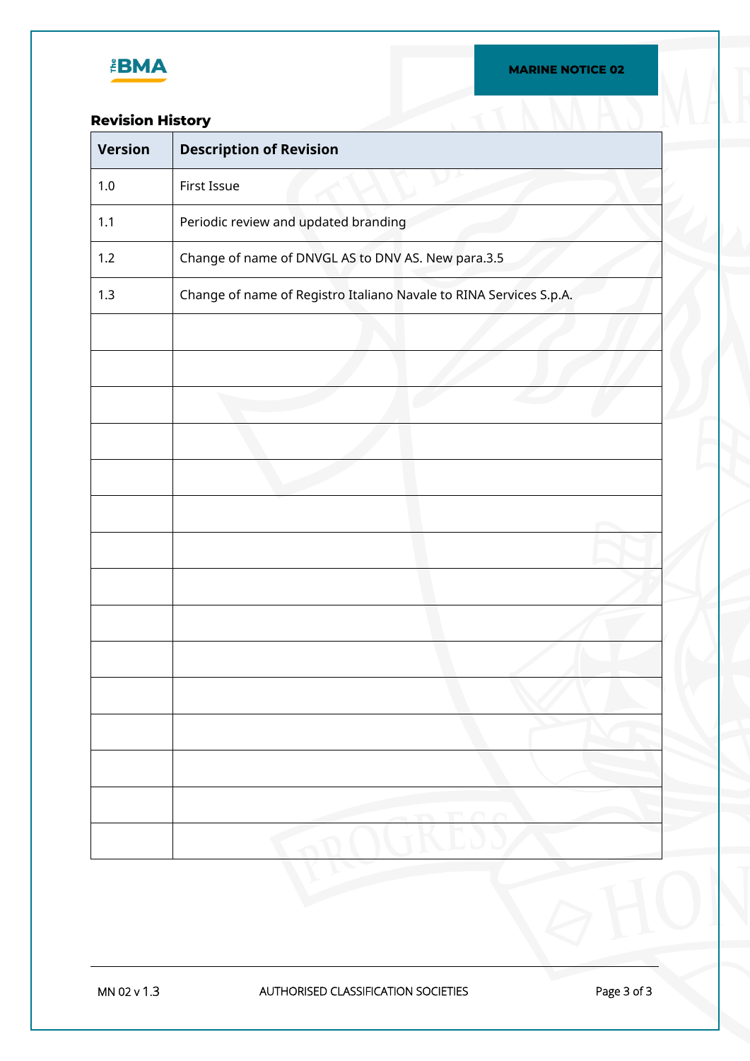**Revision History**

| Version | Description of Revision |
|---|---|
| 1.0 | First Issue |
| 1.1 | Periodic review and updated branding |
| 1.2 | Change of name of DNVGL AS to DNV AS. New para.3.5 |
| 1.3 | Change of name of Registro Italiano Navale to RINA Services S.p.A. |
| | |
| | |
| | |
| | |
| | |
| | |
| | |
| | |
| | |
| | |
| | |
| | |
| | |
| | |
| | |